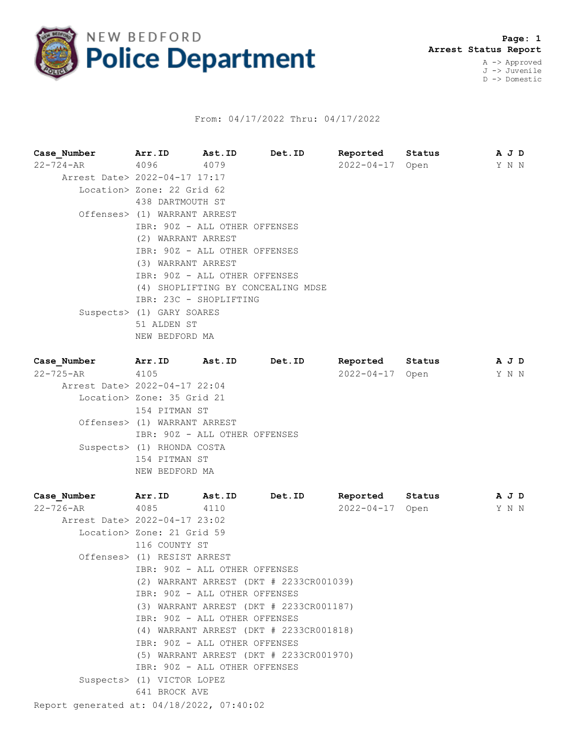# NEW BEDFORD Police Department

**Arrest Status Report**

A -> Approved
J -> Juvenile
D -> Domestic

From: 04/17/2022 Thru: 04/17/2022

| Case_Number | Arr.ID | Ast.ID | Det.ID | Reported | Status | A | J | D |
|---|---|---|---|---|---|---|---|---|
| 22-724-AR | 4096 | 4079 | | 2022-04-17 | Open | Y | N | N |

Arrest Date> 2022-04-17 17:17

Location> Zone: 22 Grid 62
438 DARTMOUTH ST

Offenses> (1) WARRANT ARREST
IBR: 90Z - ALL OTHER OFFENSES
(2) WARRANT ARREST
IBR: 90Z - ALL OTHER OFFENSES
(3) WARRANT ARREST
IBR: 90Z - ALL OTHER OFFENSES
(4) SHOPLIFTING BY CONCEALING MDSE
IBR: 23C - SHOPLIFTING

Suspects> (1) GARY SOARES
51 ALDEN ST
NEW BEDFORD MA

| Case_Number | Arr.ID | Ast.ID | Det.ID | Reported | Status | A | J | D |
|---|---|---|---|---|---|---|---|---|
| 22-725-AR | 4105 | | | 2022-04-17 | Open | Y | N | N |

Arrest Date> 2022-04-17 22:04

Location> Zone: 35 Grid 21
154 PITMAN ST

Offenses> (1) WARRANT ARREST
IBR: 90Z - ALL OTHER OFFENSES

Suspects> (1) RHONDA COSTA
154 PITMAN ST
NEW BEDFORD MA

| Case_Number | Arr.ID | Ast.ID | Det.ID | Reported | Status | A | J | D |
|---|---|---|---|---|---|---|---|---|
| 22-726-AR | 4085 | 4110 | | 2022-04-17 | Open | Y | N | N |

Arrest Date> 2022-04-17 23:02

Location> Zone: 21 Grid 59
116 COUNTY ST

Offenses> (1) RESIST ARREST
IBR: 90Z - ALL OTHER OFFENSES
(2) WARRANT ARREST (DKT # 2233CR001039)
IBR: 90Z - ALL OTHER OFFENSES
(3) WARRANT ARREST (DKT # 2233CR001187)
IBR: 90Z - ALL OTHER OFFENSES
(4) WARRANT ARREST (DKT # 2233CR001818)
IBR: 90Z - ALL OTHER OFFENSES
(5) WARRANT ARREST (DKT # 2233CR001970)
IBR: 90Z - ALL OTHER OFFENSES

Suspects> (1) VICTOR LOPEZ
641 BROCK AVE

Report generated at: 04/18/2022, 07:40:02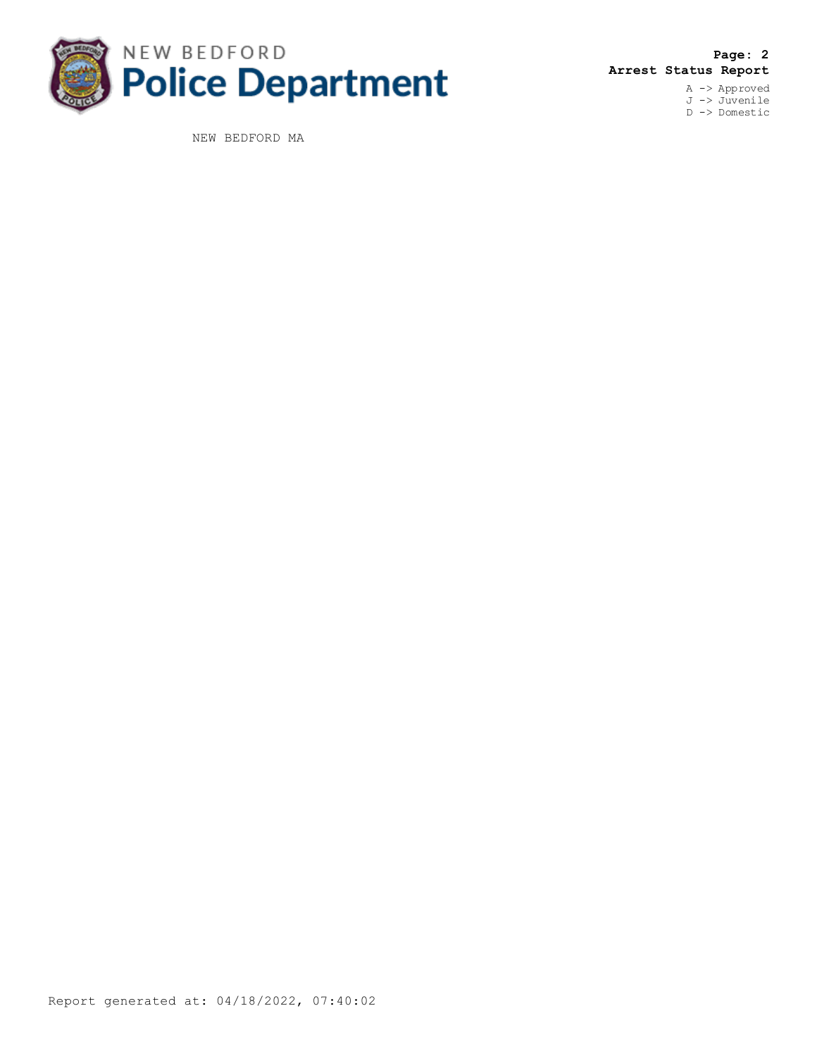# NEW BEDFORD Police Department

**Arrest Status Report**

A -> Approved
J -> Juvenile
D -> Domestic

NEW BEDFORD MA

Report generated at: 04/18/2022, 07:40:02